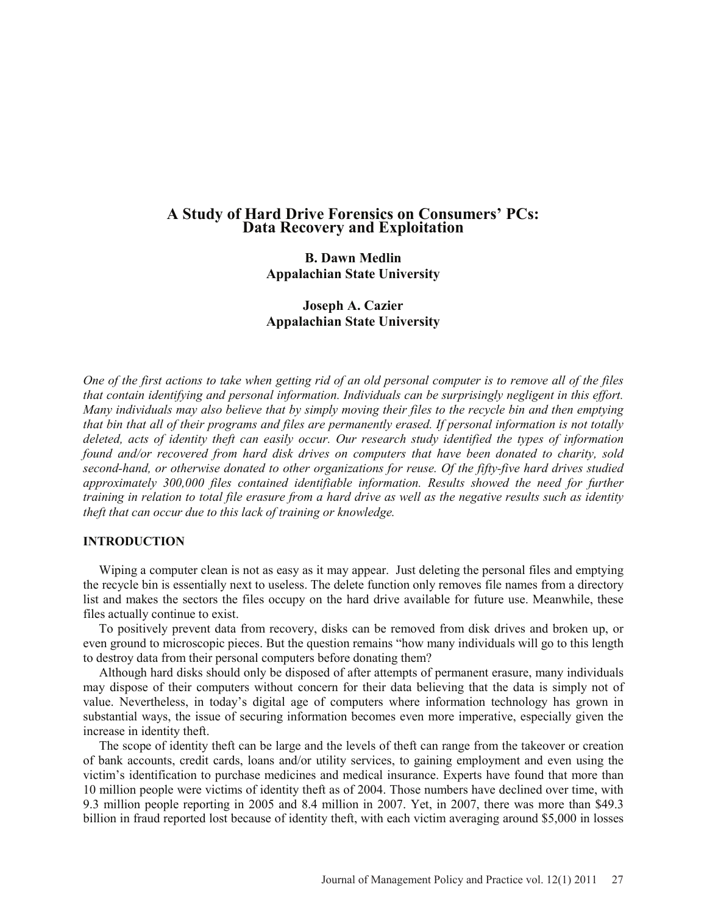# A Study of Hard Drive Forensics on Consumers' PCs: Data Recovery and Exploitation

**B. Dawn Medlin**
**Appalachian State University**

**Joseph A. Cazier**
**Appalachian State University**

*One of the first actions to take when getting rid of an old personal computer is to remove all of the files that contain identifying and personal information. Individuals can be surprisingly negligent in this effort. Many individuals may also believe that by simply moving their files to the recycle bin and then emptying that bin that all of their programs and files are permanently erased. If personal information is not totally deleted, acts of identity theft can easily occur. Our research study identified the types of information found and/or recovered from hard disk drives on computers that have been donated to charity, sold second-hand, or otherwise donated to other organizations for reuse. Of the fifty-five hard drives studied approximately 300,000 files contained identifiable information. Results showed the need for further training in relation to total file erasure from a hard drive as well as the negative results such as identity theft that can occur due to this lack of training or knowledge.*

## INTRODUCTION

Wiping a computer clean is not as easy as it may appear. Just deleting the personal files and emptying the recycle bin is essentially next to useless. The delete function only removes file names from a directory list and makes the sectors the files occupy on the hard drive available for future use. Meanwhile, these files actually continue to exist.

To positively prevent data from recovery, disks can be removed from disk drives and broken up, or even ground to microscopic pieces. But the question remains "how many individuals will go to this length to destroy data from their personal computers before donating them?

Although hard disks should only be disposed of after attempts of permanent erasure, many individuals may dispose of their computers without concern for their data believing that the data is simply not of value. Nevertheless, in today's digital age of computers where information technology has grown in substantial ways, the issue of securing information becomes even more imperative, especially given the increase in identity theft.

The scope of identity theft can be large and the levels of theft can range from the takeover or creation of bank accounts, credit cards, loans and/or utility services, to gaining employment and even using the victim's identification to purchase medicines and medical insurance. Experts have found that more than 10 million people were victims of identity theft as of 2004. Those numbers have declined over time, with 9.3 million people reporting in 2005 and 8.4 million in 2007. Yet, in 2007, there was more than $49.3 billion in fraud reported lost because of identity theft, with each victim averaging around $5,000 in losses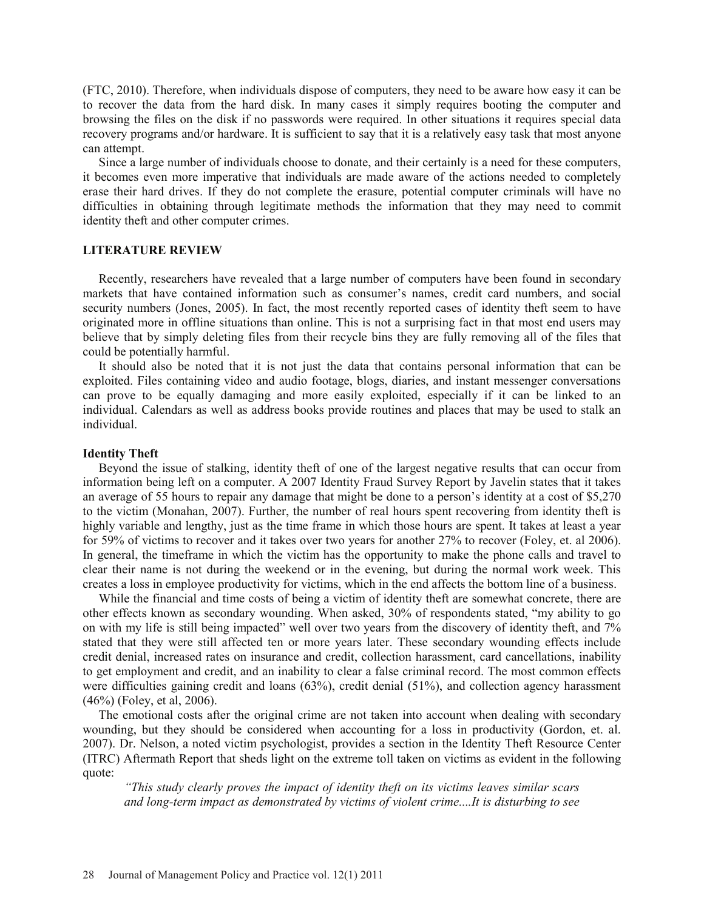(FTC, 2010). Therefore, when individuals dispose of computers, they need to be aware how easy it can be to recover the data from the hard disk. In many cases it simply requires booting the computer and browsing the files on the disk if no passwords were required. In other situations it requires special data recovery programs and/or hardware. It is sufficient to say that it is a relatively easy task that most anyone can attempt.

Since a large number of individuals choose to donate, and their certainly is a need for these computers, it becomes even more imperative that individuals are made aware of the actions needed to completely erase their hard drives. If they do not complete the erasure, potential computer criminals will have no difficulties in obtaining through legitimate methods the information that they may need to commit identity theft and other computer crimes.

## LITERATURE REVIEW

Recently, researchers have revealed that a large number of computers have been found in secondary markets that have contained information such as consumer's names, credit card numbers, and social security numbers (Jones, 2005). In fact, the most recently reported cases of identity theft seem to have originated more in offline situations than online. This is not a surprising fact in that most end users may believe that by simply deleting files from their recycle bins they are fully removing all of the files that could be potentially harmful.

It should also be noted that it is not just the data that contains personal information that can be exploited. Files containing video and audio footage, blogs, diaries, and instant messenger conversations can prove to be equally damaging and more easily exploited, especially if it can be linked to an individual. Calendars as well as address books provide routines and places that may be used to stalk an individual.

### Identity Theft

Beyond the issue of stalking, identity theft of one of the largest negative results that can occur from information being left on a computer. A 2007 Identity Fraud Survey Report by Javelin states that it takes an average of 55 hours to repair any damage that might be done to a person's identity at a cost of $5,270 to the victim (Monahan, 2007). Further, the number of real hours spent recovering from identity theft is highly variable and lengthy, just as the time frame in which those hours are spent. It takes at least a year for 59% of victims to recover and it takes over two years for another 27% to recover (Foley, et. al 2006). In general, the timeframe in which the victim has the opportunity to make the phone calls and travel to clear their name is not during the weekend or in the evening, but during the normal work week. This creates a loss in employee productivity for victims, which in the end affects the bottom line of a business.

While the financial and time costs of being a victim of identity theft are somewhat concrete, there are other effects known as secondary wounding. When asked, 30% of respondents stated, "my ability to go on with my life is still being impacted" well over two years from the discovery of identity theft, and 7% stated that they were still affected ten or more years later. These secondary wounding effects include credit denial, increased rates on insurance and credit, collection harassment, card cancellations, inability to get employment and credit, and an inability to clear a false criminal record. The most common effects were difficulties gaining credit and loans (63%), credit denial (51%), and collection agency harassment (46%) (Foley, et al, 2006).

The emotional costs after the original crime are not taken into account when dealing with secondary wounding, but they should be considered when accounting for a loss in productivity (Gordon, et. al. 2007). Dr. Nelson, a noted victim psychologist, provides a section in the Identity Theft Resource Center (ITRC) Aftermath Report that sheds light on the extreme toll taken on victims as evident in the following quote:

> *"This study clearly proves the impact of identity theft on its victims leaves similar scars and long-term impact as demonstrated by victims of violent crime....It is disturbing to see*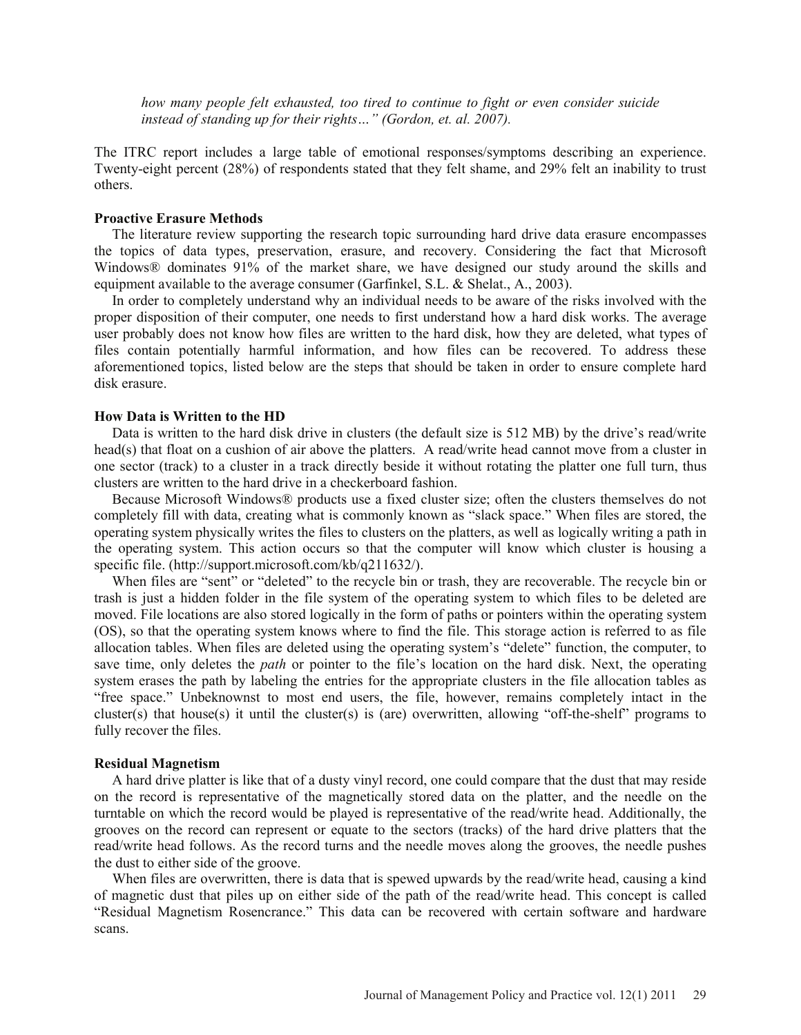*how many people felt exhausted, too tired to continue to fight or even consider suicide instead of standing up for their rights…" (Gordon, et. al. 2007).*

The ITRC report includes a large table of emotional responses/symptoms describing an experience. Twenty-eight percent (28%) of respondents stated that they felt shame, and 29% felt an inability to trust others.

**Proactive Erasure Methods**

The literature review supporting the research topic surrounding hard drive data erasure encompasses the topics of data types, preservation, erasure, and recovery. Considering the fact that Microsoft Windows® dominates 91% of the market share, we have designed our study around the skills and equipment available to the average consumer (Garfinkel, S.L. & Shelat., A., 2003).

In order to completely understand why an individual needs to be aware of the risks involved with the proper disposition of their computer, one needs to first understand how a hard disk works. The average user probably does not know how files are written to the hard disk, how they are deleted, what types of files contain potentially harmful information, and how files can be recovered. To address these aforementioned topics, listed below are the steps that should be taken in order to ensure complete hard disk erasure.

**How Data is Written to the HD**

Data is written to the hard disk drive in clusters (the default size is 512 MB) by the drive's read/write head(s) that float on a cushion of air above the platters. A read/write head cannot move from a cluster in one sector (track) to a cluster in a track directly beside it without rotating the platter one full turn, thus clusters are written to the hard drive in a checkerboard fashion.

Because Microsoft Windows® products use a fixed cluster size; often the clusters themselves do not completely fill with data, creating what is commonly known as "slack space." When files are stored, the operating system physically writes the files to clusters on the platters, as well as logically writing a path in the operating system. This action occurs so that the computer will know which cluster is housing a specific file. (http://support.microsoft.com/kb/q211632/).

When files are "sent" or "deleted" to the recycle bin or trash, they are recoverable. The recycle bin or trash is just a hidden folder in the file system of the operating system to which files to be deleted are moved. File locations are also stored logically in the form of paths or pointers within the operating system (OS), so that the operating system knows where to find the file. This storage action is referred to as file allocation tables. When files are deleted using the operating system's "delete" function, the computer, to save time, only deletes the *path* or pointer to the file's location on the hard disk. Next, the operating system erases the path by labeling the entries for the appropriate clusters in the file allocation tables as "free space." Unbeknownst to most end users, the file, however, remains completely intact in the cluster(s) that house(s) it until the cluster(s) is (are) overwritten, allowing "off-the-shelf" programs to fully recover the files.

**Residual Magnetism**

A hard drive platter is like that of a dusty vinyl record, one could compare that the dust that may reside on the record is representative of the magnetically stored data on the platter, and the needle on the turntable on which the record would be played is representative of the read/write head. Additionally, the grooves on the record can represent or equate to the sectors (tracks) of the hard drive platters that the read/write head follows. As the record turns and the needle moves along the grooves, the needle pushes the dust to either side of the groove.

When files are overwritten, there is data that is spewed upwards by the read/write head, causing a kind of magnetic dust that piles up on either side of the path of the read/write head. This concept is called "Residual Magnetism Rosencrance." This data can be recovered with certain software and hardware scans.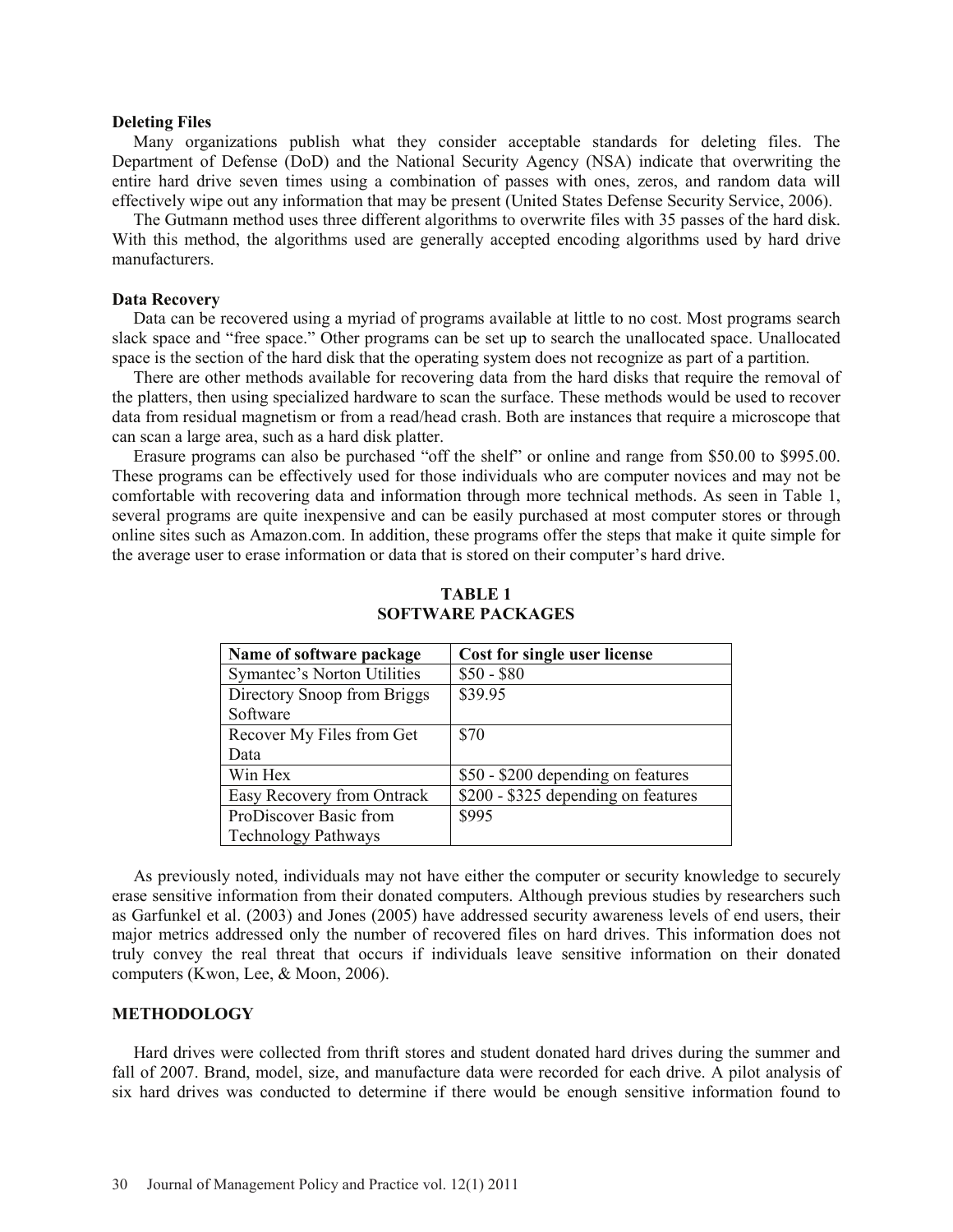### Deleting Files

Many organizations publish what they consider acceptable standards for deleting files. The Department of Defense (DoD) and the National Security Agency (NSA) indicate that overwriting the entire hard drive seven times using a combination of passes with ones, zeros, and random data will effectively wipe out any information that may be present (United States Defense Security Service, 2006).

The Gutmann method uses three different algorithms to overwrite files with 35 passes of the hard disk. With this method, the algorithms used are generally accepted encoding algorithms used by hard drive manufacturers.

### Data Recovery

Data can be recovered using a myriad of programs available at little to no cost. Most programs search slack space and "free space." Other programs can be set up to search the unallocated space. Unallocated space is the section of the hard disk that the operating system does not recognize as part of a partition.

There are other methods available for recovering data from the hard disks that require the removal of the platters, then using specialized hardware to scan the surface. These methods would be used to recover data from residual magnetism or from a read/head crash. Both are instances that require a microscope that can scan a large area, such as a hard disk platter.

Erasure programs can also be purchased "off the shelf" or online and range from $50.00 to $995.00. These programs can be effectively used for those individuals who are computer novices and may not be comfortable with recovering data and information through more technical methods. As seen in Table 1, several programs are quite inexpensive and can be easily purchased at most computer stores or through online sites such as Amazon.com. In addition, these programs offer the steps that make it quite simple for the average user to erase information or data that is stored on their computer's hard drive.

**TABLE 1**
**SOFTWARE PACKAGES**

| Name of software package | Cost for single user license |
|---|---|
| Symantec's Norton Utilities | $50 - $80 |
| Directory Snoop from Briggs Software | $39.95 |
| Recover My Files from Get Data | $70 |
| Win Hex | $50 - $200 depending on features |
| Easy Recovery from Ontrack | $200 - $325 depending on features |
| ProDiscover Basic from Technology Pathways | $995 |

As previously noted, individuals may not have either the computer or security knowledge to securely erase sensitive information from their donated computers. Although previous studies by researchers such as Garfunkel et al. (2003) and Jones (2005) have addressed security awareness levels of end users, their major metrics addressed only the number of recovered files on hard drives. This information does not truly convey the real threat that occurs if individuals leave sensitive information on their donated computers (Kwon, Lee, & Moon, 2006).

## METHODOLOGY

Hard drives were collected from thrift stores and student donated hard drives during the summer and fall of 2007. Brand, model, size, and manufacture data were recorded for each drive. A pilot analysis of six hard drives was conducted to determine if there would be enough sensitive information found to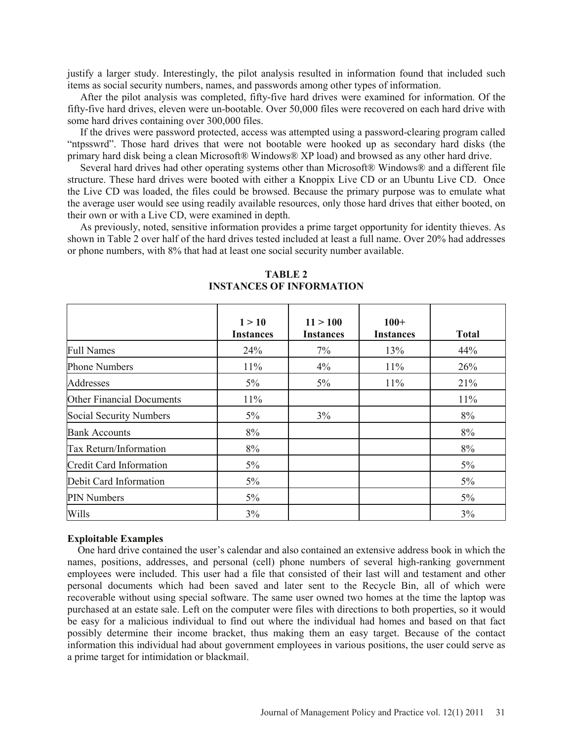justify a larger study. Interestingly, the pilot analysis resulted in information found that included such items as social security numbers, names, and passwords among other types of information.

After the pilot analysis was completed, fifty-five hard drives were examined for information. Of the fifty-five hard drives, eleven were un-bootable. Over 50,000 files were recovered on each hard drive with some hard drives containing over 300,000 files.

If the drives were password protected, access was attempted using a password-clearing program called "ntpsswrd". Those hard drives that were not bootable were hooked up as secondary hard disks (the primary hard disk being a clean Microsoft® Windows® XP load) and browsed as any other hard drive.

Several hard drives had other operating systems other than Microsoft® Windows® and a different file structure. These hard drives were booted with either a Knoppix Live CD or an Ubuntu Live CD. Once the Live CD was loaded, the files could be browsed. Because the primary purpose was to emulate what the average user would see using readily available resources, only those hard drives that either booted, on their own or with a Live CD, were examined in depth.

As previously, noted, sensitive information provides a prime target opportunity for identity thieves. As shown in Table 2 over half of the hard drives tested included at least a full name. Over 20% had addresses or phone numbers, with 8% that had at least one social security number available.

**TABLE 2**
**INSTANCES OF INFORMATION**

| | 1 > 10 Instances | 11 > 100 Instances | 100+ Instances | Total |
|---|---|---|---|---|
| Full Names | 24% | 7% | 13% | 44% |
| Phone Numbers | 11% | 4% | 11% | 26% |
| Addresses | 5% | 5% | 11% | 21% |
| Other Financial Documents | 11% | | | 11% |
| Social Security Numbers | 5% | 3% | | 8% |
| Bank Accounts | 8% | | | 8% |
| Tax Return/Information | 8% | | | 8% |
| Credit Card Information | 5% | | | 5% |
| Debit Card Information | 5% | | | 5% |
| PIN Numbers | 5% | | | 5% |
| Wills | 3% | | | 3% |

**Exploitable Examples**

One hard drive contained the user's calendar and also contained an extensive address book in which the names, positions, addresses, and personal (cell) phone numbers of several high-ranking government employees were included. This user had a file that consisted of their last will and testament and other personal documents which had been saved and later sent to the Recycle Bin, all of which were recoverable without using special software. The same user owned two homes at the time the laptop was purchased at an estate sale. Left on the computer were files with directions to both properties, so it would be easy for a malicious individual to find out where the individual had homes and based on that fact possibly determine their income bracket, thus making them an easy target. Because of the contact information this individual had about government employees in various positions, the user could serve as a prime target for intimidation or blackmail.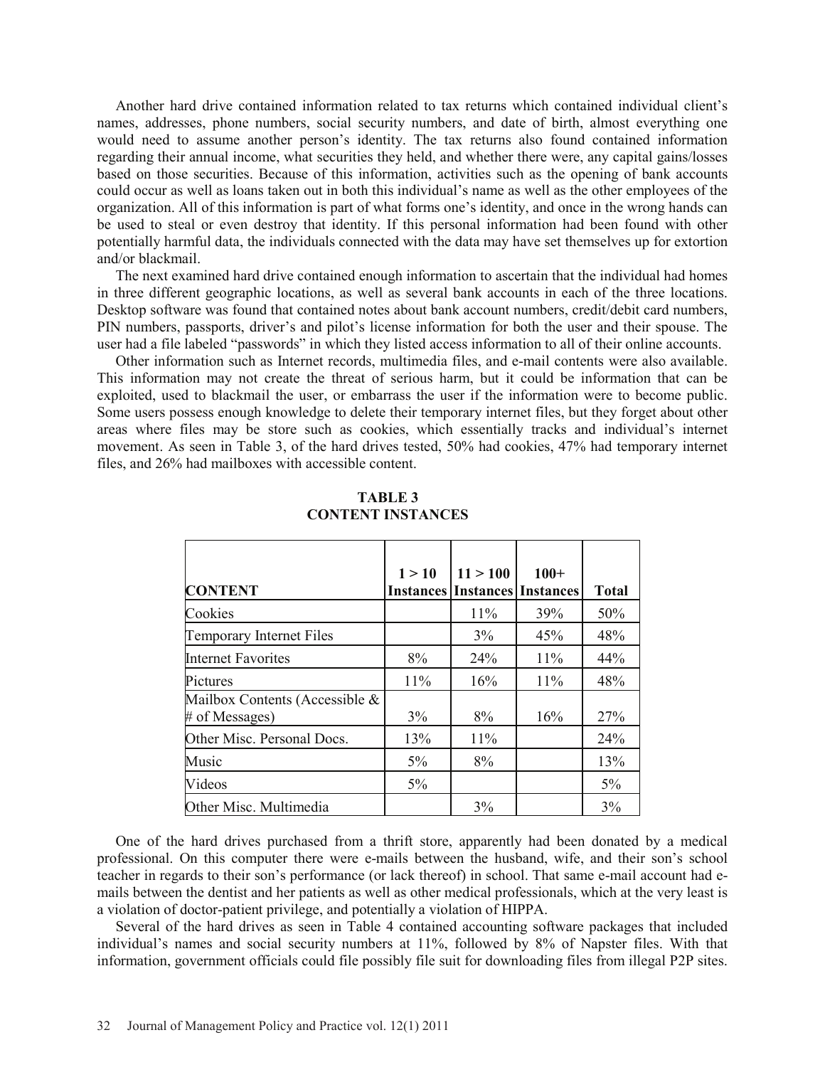Another hard drive contained information related to tax returns which contained individual client's names, addresses, phone numbers, social security numbers, and date of birth, almost everything one would need to assume another person's identity. The tax returns also found contained information regarding their annual income, what securities they held, and whether there were, any capital gains/losses based on those securities. Because of this information, activities such as the opening of bank accounts could occur as well as loans taken out in both this individual's name as well as the other employees of the organization. All of this information is part of what forms one's identity, and once in the wrong hands can be used to steal or even destroy that identity. If this personal information had been found with other potentially harmful data, the individuals connected with the data may have set themselves up for extortion and/or blackmail.

The next examined hard drive contained enough information to ascertain that the individual had homes in three different geographic locations, as well as several bank accounts in each of the three locations. Desktop software was found that contained notes about bank account numbers, credit/debit card numbers, PIN numbers, passports, driver's and pilot's license information for both the user and their spouse. The user had a file labeled "passwords" in which they listed access information to all of their online accounts.

Other information such as Internet records, multimedia files, and e-mail contents were also available. This information may not create the threat of serious harm, but it could be information that can be exploited, used to blackmail the user, or embarrass the user if the information were to become public. Some users possess enough knowledge to delete their temporary internet files, but they forget about other areas where files may be store such as cookies, which essentially tracks and individual's internet movement. As seen in Table 3, of the hard drives tested, 50% had cookies, 47% had temporary internet files, and 26% had mailboxes with accessible content.

**TABLE 3**
**CONTENT INSTANCES**

| CONTENT | 1 > 10 Instances | 11 > 100 Instances | 100+ Instances | Total |
|---|---|---|---|---|
| Cookies | | 11% | 39% | 50% |
| Temporary Internet Files | | 3% | 45% | 48% |
| Internet Favorites | 8% | 24% | 11% | 44% |
| Pictures | 11% | 16% | 11% | 48% |
| Mailbox Contents (Accessible & # of Messages) | 3% | 8% | 16% | 27% |
| Other Misc. Personal Docs. | 13% | 11% | | 24% |
| Music | 5% | 8% | | 13% |
| Videos | 5% | | | 5% |
| Other Misc. Multimedia | | 3% | | 3% |

One of the hard drives purchased from a thrift store, apparently had been donated by a medical professional. On this computer there were e-mails between the husband, wife, and their son's school teacher in regards to their son's performance (or lack thereof) in school. That same e-mail account had e-mails between the dentist and her patients as well as other medical professionals, which at the very least is a violation of doctor-patient privilege, and potentially a violation of HIPPA.

Several of the hard drives as seen in Table 4 contained accounting software packages that included individual's names and social security numbers at 11%, followed by 8% of Napster files. With that information, government officials could file possibly file suit for downloading files from illegal P2P sites.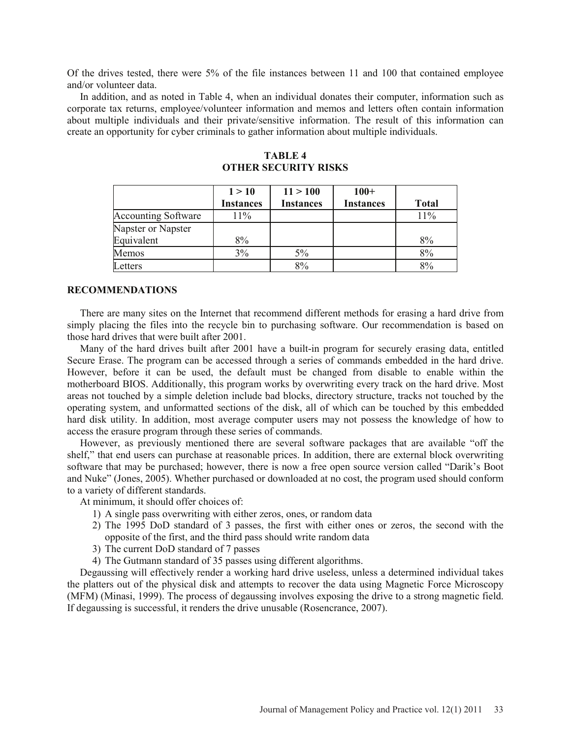Of the drives tested, there were 5% of the file instances between 11 and 100 that contained employee and/or volunteer data.

In addition, and as noted in Table 4, when an individual donates their computer, information such as corporate tax returns, employee/volunteer information and memos and letters often contain information about multiple individuals and their private/sensitive information. The result of this information can create an opportunity for cyber criminals to gather information about multiple individuals.

**TABLE 4**
**OTHER SECURITY RISKS**

| | 1 > 10 Instances | 11 > 100 Instances | 100+ Instances | Total |
|---|---|---|---|---|
| Accounting Software | 11% | | | 11% |
| Napster or Napster Equivalent | 8% | | | 8% |
| Memos | 3% | 5% | | 8% |
| Letters | | 8% | | 8% |

## RECOMMENDATIONS

There are many sites on the Internet that recommend different methods for erasing a hard drive from simply placing the files into the recycle bin to purchasing software. Our recommendation is based on those hard drives that were built after 2001.

Many of the hard drives built after 2001 have a built-in program for securely erasing data, entitled Secure Erase. The program can be accessed through a series of commands embedded in the hard drive. However, before it can be used, the default must be changed from disable to enable within the motherboard BIOS. Additionally, this program works by overwriting every track on the hard drive. Most areas not touched by a simple deletion include bad blocks, directory structure, tracks not touched by the operating system, and unformatted sections of the disk, all of which can be touched by this embedded hard disk utility. In addition, most average computer users may not possess the knowledge of how to access the erasure program through these series of commands.

However, as previously mentioned there are several software packages that are available "off the shelf," that end users can purchase at reasonable prices. In addition, there are external block overwriting software that may be purchased; however, there is now a free open source version called "Darik's Boot and Nuke" (Jones, 2005). Whether purchased or downloaded at no cost, the program used should conform to a variety of different standards.

At minimum, it should offer choices of:

1) A single pass overwriting with either zeros, ones, or random data
2) The 1995 DoD standard of 3 passes, the first with either ones or zeros, the second with the opposite of the first, and the third pass should write random data
3) The current DoD standard of 7 passes
4) The Gutmann standard of 35 passes using different algorithms.

Degaussing will effectively render a working hard drive useless, unless a determined individual takes the platters out of the physical disk and attempts to recover the data using Magnetic Force Microscopy (MFM) (Minasi, 1999). The process of degaussing involves exposing the drive to a strong magnetic field. If degaussing is successful, it renders the drive unusable (Rosencrance, 2007).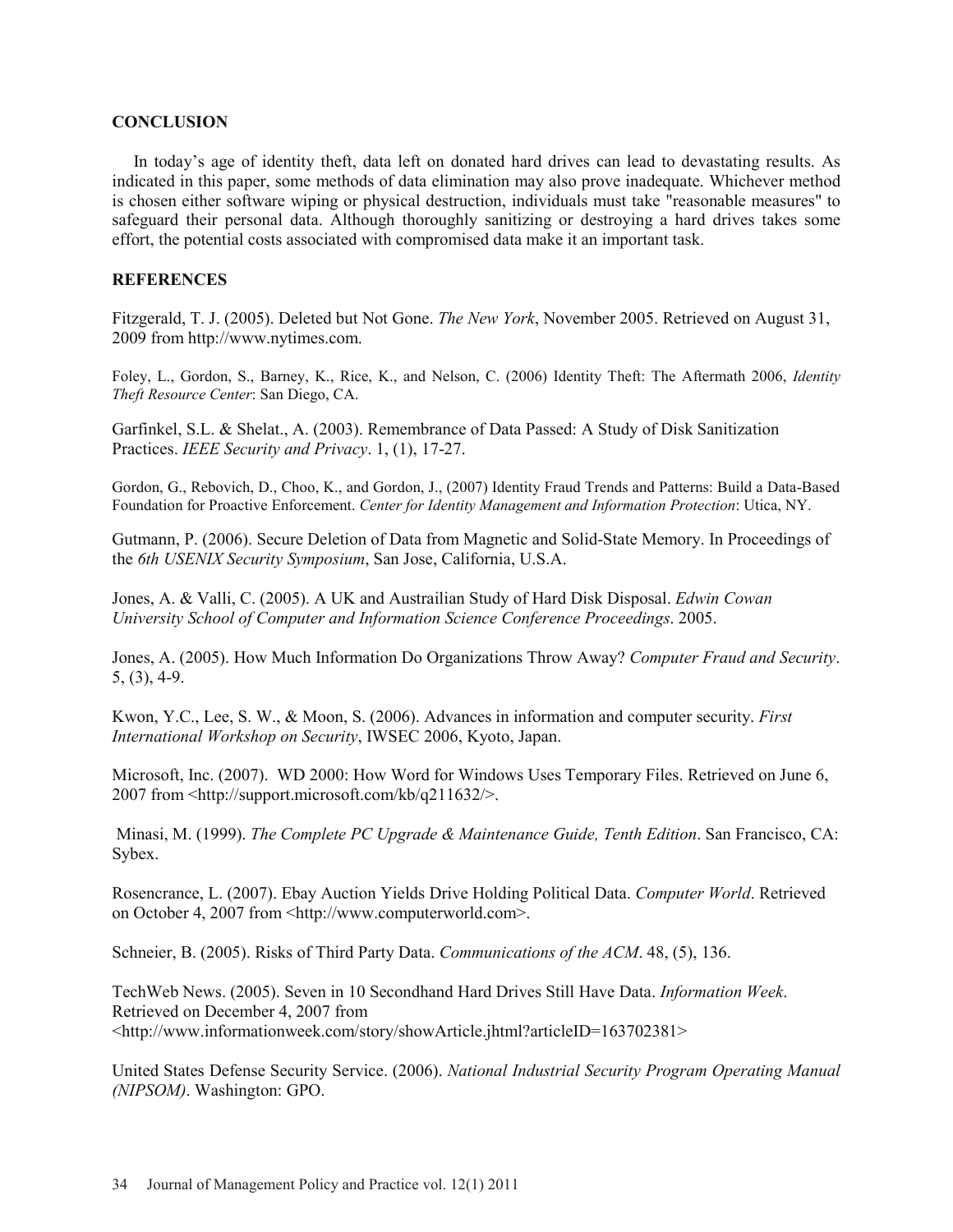## CONCLUSION

In today's age of identity theft, data left on donated hard drives can lead to devastating results. As indicated in this paper, some methods of data elimination may also prove inadequate. Whichever method is chosen either software wiping or physical destruction, individuals must take "reasonable measures" to safeguard their personal data. Although thoroughly sanitizing or destroying a hard drives takes some effort, the potential costs associated with compromised data make it an important task.

## REFERENCES

Fitzgerald, T. J. (2005). Deleted but Not Gone. *The New York*, November 2005. Retrieved on August 31, 2009 from http://www.nytimes.com.

Foley, L., Gordon, S., Barney, K., Rice, K., and Nelson, C. (2006) Identity Theft: The Aftermath 2006, *Identity Theft Resource Center*: San Diego, CA.

Garfinkel, S.L. & Shelat., A. (2003). Remembrance of Data Passed: A Study of Disk Sanitization Practices. *IEEE Security and Privacy*. 1, (1), 17-27.

Gordon, G., Rebovich, D., Choo, K., and Gordon, J., (2007) Identity Fraud Trends and Patterns: Build a Data-Based Foundation for Proactive Enforcement. *Center for Identity Management and Information Protection*: Utica, NY.

Gutmann, P. (2006). Secure Deletion of Data from Magnetic and Solid-State Memory. In Proceedings of the *6th USENIX Security Symposium*, San Jose, California, U.S.A.

Jones, A. & Valli, C. (2005). A UK and Austrailian Study of Hard Disk Disposal. *Edwin Cowan University School of Computer and Information Science Conference Proceedings*. 2005.

Jones, A. (2005). How Much Information Do Organizations Throw Away? *Computer Fraud and Security*. 5, (3), 4-9.

Kwon, Y.C., Lee, S. W., & Moon, S. (2006). Advances in information and computer security. *First International Workshop on Security*, IWSEC 2006, Kyoto, Japan.

Microsoft, Inc. (2007). WD 2000: How Word for Windows Uses Temporary Files. Retrieved on June 6, 2007 from <http://support.microsoft.com/kb/q211632/>.

Minasi, M. (1999). *The Complete PC Upgrade & Maintenance Guide, Tenth Edition*. San Francisco, CA: Sybex.

Rosencrance, L. (2007). Ebay Auction Yields Drive Holding Political Data. *Computer World*. Retrieved on October 4, 2007 from <http://www.computerworld.com>.

Schneier, B. (2005). Risks of Third Party Data. *Communications of the ACM*. 48, (5), 136.

TechWeb News. (2005). Seven in 10 Secondhand Hard Drives Still Have Data. *Information Week*. Retrieved on December 4, 2007 from <http://www.informationweek.com/story/showArticle.jhtml?articleID=163702381>

United States Defense Security Service. (2006). *National Industrial Security Program Operating Manual (NIPSOM)*. Washington: GPO.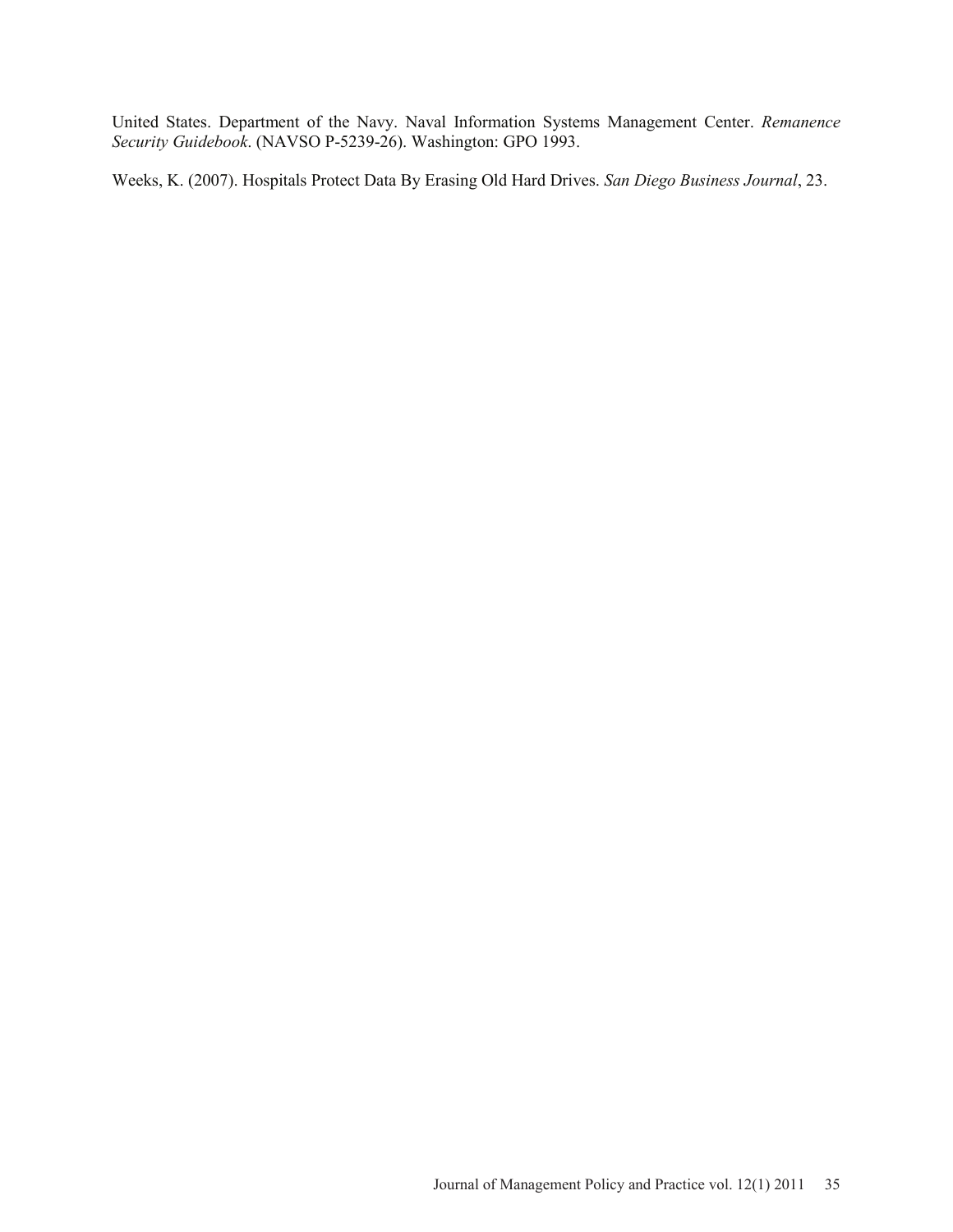United States. Department of the Navy. Naval Information Systems Management Center. *Remanence Security Guidebook*. (NAVSO P-5239-26). Washington: GPO 1993.

Weeks, K. (2007). Hospitals Protect Data By Erasing Old Hard Drives. *San Diego Business Journal*, 23.